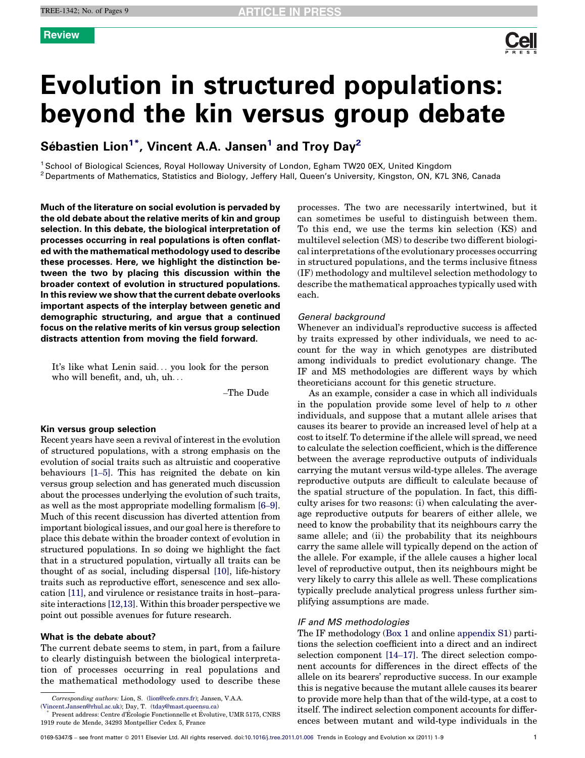Review

# Evolution in structured populations: beyond the kin versus group debate

Sébastien Lion[1*], Vincent A.A. Jansen[1] and Troy Day[2]

[1] School of Biological Sciences, Royal Holloway University of London, Egham TW20 0EX, United Kingdom
[2] Departments of Mathematics, Statistics and Biology, Jeffery Hall, Queen's University, Kingston, ON, K7L 3N6, Canada

**Much of the literature on social evolution is pervaded by the old debate about the relative merits of kin and group selection. In this debate, the biological interpretation of processes occurring in real populations is often conflated with the mathematical methodology used to describe these processes. Here, we highlight the distinction between the two by placing this discussion within the broader context of evolution in structured populations. In this review we show that the current debate overlooks important aspects of the interplay between genetic and demographic structuring, and argue that a continued focus on the relative merits of kin versus group selection distracts attention from moving the field forward.**

> It's like what Lenin said... you look for the person who will benefit, and, uh, uh...
>
> –The Dude

## Kin versus group selection

Recent years have seen a revival of interest in the evolution of structured populations, with a strong emphasis on the evolution of social traits such as altruistic and cooperative behaviours [1–5]. This has reignited the debate on kin versus group selection and has generated much discussion about the processes underlying the evolution of such traits, as well as the most appropriate modelling formalism [6–9]. Much of this recent discussion has diverted attention from important biological issues, and our goal here is therefore to place this debate within the broader context of evolution in structured populations. In so doing we highlight the fact that in a structured population, virtually all traits can be thought of as social, including dispersal [10], life-history traits such as reproductive effort, senescence and sex allocation [11], and virulence or resistance traits in host–parasite interactions [12,13]. Within this broader perspective we point out possible avenues for future research.

## What is the debate about?

The current debate seems to stem, in part, from a failure to clearly distinguish between the biological interpretation of processes occurring in real populations and the mathematical methodology used to describe these processes. The two are necessarily intertwined, but it can sometimes be useful to distinguish between them. To this end, we use the terms kin selection (KS) and multilevel selection (MS) to describe two different biological interpretations of the evolutionary processes occurring in structured populations, and the terms inclusive fitness (IF) methodology and multilevel selection methodology to describe the mathematical approaches typically used with each.

### *General background*

Whenever an individual's reproductive success is affected by traits expressed by other individuals, we need to account for the way in which genotypes are distributed among individuals to predict evolutionary change. The IF and MS methodologies are different ways by which theoreticians account for this genetic structure.

As an example, consider a case in which all individuals in the population provide some level of help to $n$ other individuals, and suppose that a mutant allele arises that causes its bearer to provide an increased level of help at a cost to itself. To determine if the allele will spread, we need to calculate the selection coefficient, which is the difference between the average reproductive outputs of individuals carrying the mutant versus wild-type alleles. The average reproductive outputs are difficult to calculate because of the spatial structure of the population. In fact, this difficulty arises for two reasons: (i) when calculating the average reproductive outputs for bearers of either allele, we need to know the probability that its neighbours carry the same allele; and (ii) the probability that its neighbours carry the same allele will typically depend on the action of the allele. For example, if the allele causes a higher local level of reproductive output, then its neighbours might be very likely to carry this allele as well. These complications typically preclude analytical progress unless further simplifying assumptions are made.

### *IF and MS methodologies*

The IF methodology (Box 1 and online appendix S1) partitions the selection coefficient into a direct and an indirect selection component [14–17]. The direct selection component accounts for differences in the direct effects of the allele on its bearers' reproductive success. In our example this is negative because the mutant allele causes its bearer to provide more help than that of the wild-type, at a cost to itself. The indirect selection component accounts for differences between mutant and wild-type individuals in the

*Corresponding authors:* Lion, S. (lion@cefe.cnrs.fr); Jansen, V.A.A. (Vincent.Jansen@rhul.ac.uk); Day, T. (tday@mast.queensu.ca)
* Present address: Centre d'Écologie Fonctionnelle et Évolutive, UMR 5175, CNRS 1919 route de Mende, 34293 Montpellier Cedex 5, France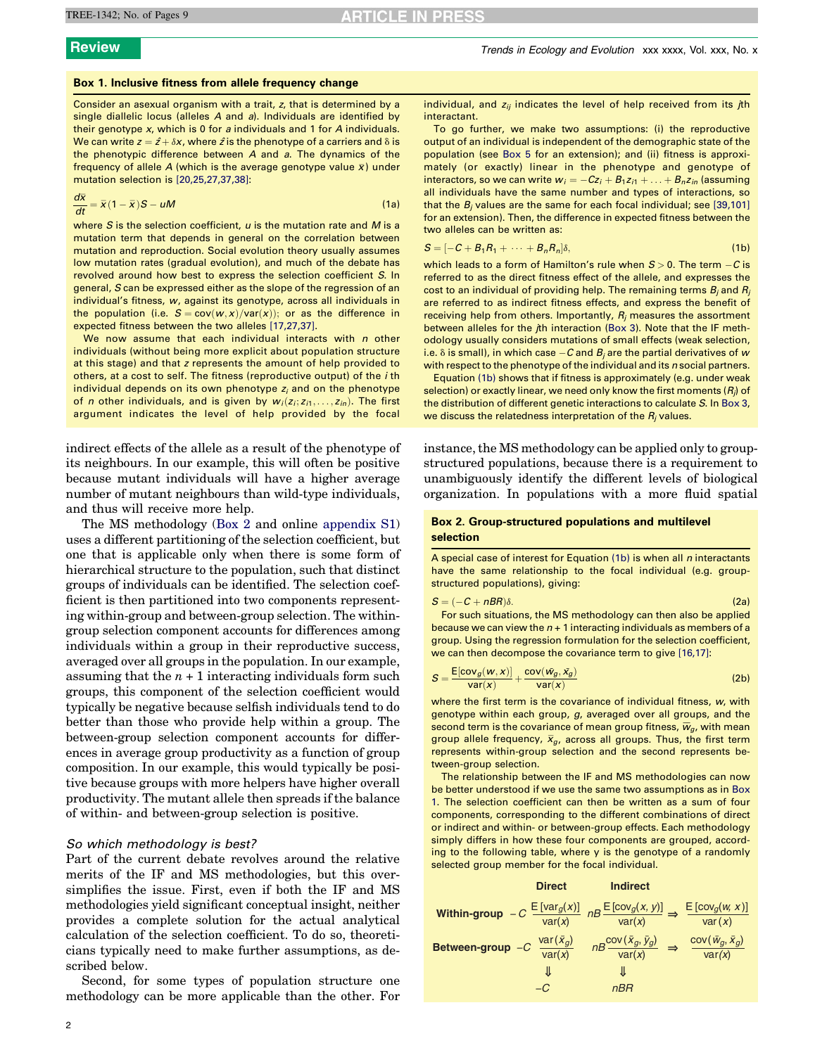### Box 1. Inclusive fitness from allele frequency change

Consider an asexual organism with a trait, $z$, that is determined by a single diallelic locus (alleles $A$ and $a$). Individuals are identified by their genotype $x$, which is 0 for $a$ individuals and 1 for $A$ individuals. We can write $z = \bar{z} + \delta x$, where $\bar{z}$ is the phenotype of a carriers and $\delta$ is the phenotypic difference between $A$ and $a$. The dynamics of the frequency of allele $A$ (which is the average genotype value $\bar{x}$) under mutation selection is [20,25,27,37,38]:

$$\frac{d\bar{x}}{dt} = \bar{x}(1-\bar{x})S - uM \tag{1a}$$

where $S$ is the selection coefficient, $u$ is the mutation rate and $M$ is a mutation term that depends in general on the correlation between mutation and reproduction. Social evolution theory usually assumes low mutation rates (gradual evolution), and much of the debate has revolved around how best to express the selection coefficient $S$. In general, $S$ can be expressed either as the slope of the regression of an individual's fitness, $w$, against its genotype, across all individuals in the population (i.e. $S = \text{cov}(w,x)/\text{var}(x)$); or as the difference in expected fitness between the two alleles [17,27,37].

We now assume that each individual interacts with $n$ other individuals (without being more explicit about population structure at this stage) and that $z$ represents the amount of help provided to others, at a cost to self. The fitness (reproductive output) of the $i$ th individual depends on its own phenotype $z_i$ and on the phenotype of $n$ other individuals, and is given by $w_i(z_i; z_{i1}, \ldots, z_{in})$. The first argument indicates the level of help provided by the focal individual, and $z_{ij}$ indicates the level of help received from its $j$th interactant.

To go further, we make two assumptions: (i) the reproductive output of an individual is independent of the demographic state of the population (see Box 5 for an extension); and (ii) fitness is approximately (or exactly) linear in the phenotype and genotype of interactors, so we can write $w_i = -Cz_i + B_1 z_{i1} + \ldots + B_n z_{in}$ (assuming all individuals have the same number and types of interactions, so that the $B_j$ values are the same for each focal individual; see [39,101] for an extension). Then, the difference in expected fitness between the two alleles can be written as:

$$S = [-C + B_1 R_1 + \cdots + B_n R_n]\delta, \tag{1b}$$

which leads to a form of Hamilton's rule when $S > 0$. The term $-C$ is referred to as the direct fitness effect of the allele, and expresses the cost to an individual of providing help. The remaining terms $B_j$ and $R_j$ are referred to as indirect fitness effects, and express the benefit of receiving help from others. Importantly, $R_j$ measures the assortment between alleles for the $j$th interaction (Box 3). Note that the IF methodology usually considers mutations of small effects (weak selection, i.e. $\delta$ is small), in which case $-C$ and $B_j$ are the partial derivatives of $w$ with respect to the phenotype of the individual and its $n$ social partners.

Equation (1b) shows that if fitness is approximately (e.g. under weak selection) or exactly linear, we need only know the first moments ($R_j$) of the distribution of different genetic interactions to calculate $S$. In Box 3, we discuss the relatedness interpretation of the $R_j$ values.

---

indirect effects of the allele as a result of the phenotype of its neighbours. In our example, this will often be positive because mutant individuals will have a higher average number of mutant neighbours than wild-type individuals, and thus will receive more help.

The MS methodology (Box 2 and online appendix S1) uses a different partitioning of the selection coefficient, but one that is applicable only when there is some form of hierarchical structure to the population, such that distinct groups of individuals can be identified. The selection coefficient is then partitioned into two components representing within-group and between-group selection. The within-group selection component accounts for differences among individuals within a group in their reproductive success, averaged over all groups in the population. In our example, assuming that the $n + 1$ interacting individuals form such groups, this component of the selection coefficient would typically be negative because selfish individuals tend to do better than those who provide help within a group. The between-group selection component accounts for differences in average group productivity as a function of group composition. In our example, this would typically be positive because groups with more helpers have higher overall productivity. The mutant allele then spreads if the balance of within- and between-group selection is positive.

### *So which methodology is best?*

Part of the current debate revolves around the relative merits of the IF and MS methodologies, but this oversimplifies the issue. First, even if both the IF and MS methodologies yield significant conceptual insight, neither provides a complete solution for the actual analytical calculation of the selection coefficient. To do so, theoreticians typically need to make further assumptions, as described below.

Second, for some types of population structure one methodology can be more applicable than the other. For instance, the MS methodology can be applied only to group-structured populations, because there is a requirement to unambiguously identify the different levels of biological organization. In populations with a more fluid spatial

### Box 2. Group-structured populations and multilevel selection

A special case of interest for Equation (1b) is when all $n$ interactants have the same relationship to the focal individual (e.g. group-structured populations), giving:

$$S = (-C + nBR)\delta. \tag{2a}$$

For such situations, the MS methodology can then also be applied because we can view the $n+1$ interacting individuals as members of a group. Using the regression formulation for the selection coefficient, we can then decompose the covariance term to give [16,17]:

$$S = \frac{\text{E}[\text{cov}_g(w,x)]}{\text{var}(x)} + \frac{\text{cov}(\bar{w}_g, \bar{x}_g)}{\text{var}(x)} \tag{2b}$$

where the first term is the covariance of individual fitness, $w$, with genotype within each group, $g$, averaged over all groups, and the second term is the covariance of mean group fitness, $\bar{w}_g$, with mean group allele frequency, $\bar{x}_g$, across all groups. Thus, the first term represents within-group selection and the second represents between-group selection.

The relationship between the IF and MS methodologies can now be better understood if we use the same two assumptions as in Box 1. The selection coefficient can then be written as a sum of four components, corresponding to the different combinations of direct or indirect and within- or between-group effects. Each methodology simply differs in how these four components are grouped, according to the following table, where y is the genotype of a randomly selected group member for the focal individual.

| | Direct | Indirect | | |
|---|---|---|---|---|
| **Within-group** | $-C\,\dfrac{\text{E}[\text{var}_g(x)]}{\text{var}(x)}$ | $nB\,\dfrac{\text{E}[\text{cov}_g(x,y)]}{\text{var}(x)}$ | $\Rightarrow$ | $\dfrac{\text{E}[\text{cov}_g(w,x)]}{\text{var}(x)}$ |
| **Between-group** | $-C\,\dfrac{\text{var}(\bar{x}_g)}{\text{var}(x)}$ | $nB\,\dfrac{\text{cov}(\bar{x}_g,\bar{y}_g)}{\text{var}(x)}$ | $\Rightarrow$ | $\dfrac{\text{cov}(\bar{w}_g,\bar{x}_g)}{\text{var}(x)}$ |
| | $\Downarrow$ | $\Downarrow$ | | |
| | $-C$ | $nBR$ | | |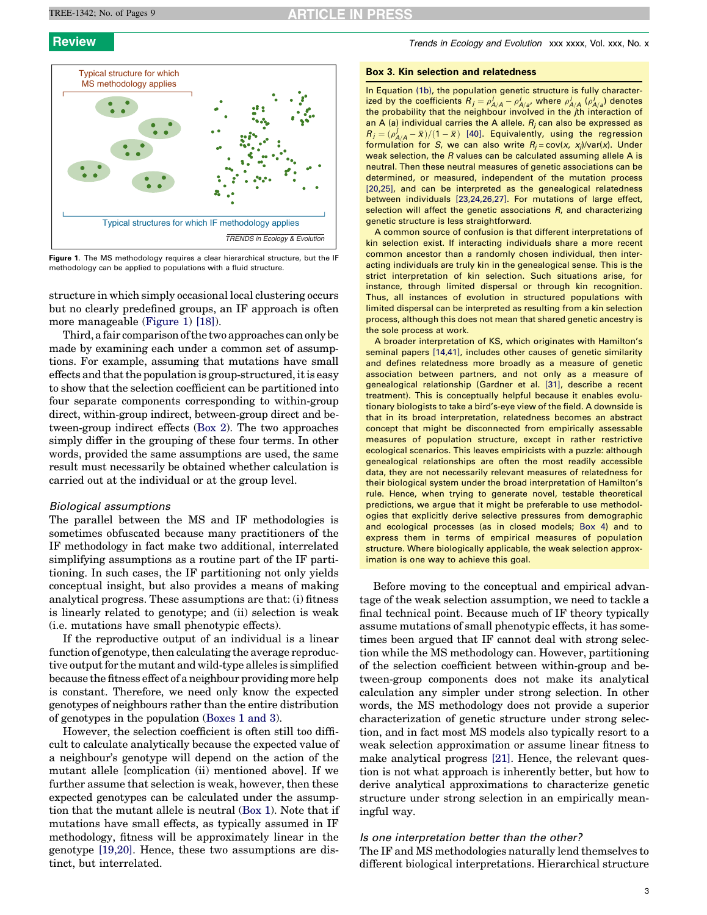Typical structure for which MS methodology applies

Typical structures for which IF methodology applies

**Figure 1**. The MS methodology requires a clear hierarchical structure, but the IF methodology can be applied to populations with a fluid structure.

structure in which simply occasional local clustering occurs but no clearly predefined groups, an IF approach is often more manageable (Figure 1) [18].

Third, a fair comparison of the two approaches can only be made by examining each under a common set of assumptions. For example, assuming that mutations have small effects and that the population is group-structured, it is easy to show that the selection coefficient can be partitioned into four separate components corresponding to within-group direct, within-group indirect, between-group direct and between-group indirect effects (Box 2). The two approaches simply differ in the grouping of these four terms. In other words, provided the same assumptions are used, the same result must necessarily be obtained whether calculation is carried out at the individual or at the group level.

### *Biological assumptions*

The parallel between the MS and IF methodologies is sometimes obfuscated because many practitioners of the IF methodology in fact make two additional, interrelated simplifying assumptions as a routine part of the IF partitioning. In such cases, the IF partitioning not only yields conceptual insight, but also provides a means of making analytical progress. These assumptions are that: (i) fitness is linearly related to genotype; and (ii) selection is weak (i.e. mutations have small phenotypic effects).

If the reproductive output of an individual is a linear function of genotype, then calculating the average reproductive output for the mutant and wild-type alleles is simplified because the fitness effect of a neighbour providing more help is constant. Therefore, we need only know the expected genotypes of neighbours rather than the entire distribution of genotypes in the population (Boxes 1 and 3).

However, the selection coefficient is often still too difficult to calculate analytically because the expected value of a neighbour's genotype will depend on the action of the mutant allele [complication (ii) mentioned above]. If we further assume that selection is weak, however, then these expected genotypes can be calculated under the assumption that the mutant allele is neutral (Box 1). Note that if mutations have small effects, as typically assumed in IF methodology, fitness will be approximately linear in the genotype [19,20]. Hence, these two assumptions are distinct, but interrelated.

> **Box 3. Kin selection and relatedness**
>
> In Equation (1b), the population genetic structure is fully characterized by the coefficients $R_j = \rho^j_{A/A} - \rho^j_{A/a}$, where $\rho^j_{A/A}$ ($\rho^j_{A/a}$) denotes the probability that the neighbour involved in the $j$th interaction of an A (a) individual carries the A allele. $R_j$ can also be expressed as $R_j = (\rho^j_{A/A} - \bar{x})/(1 - \bar{x})$ [40]. Equivalently, using the regression formulation for $S$, we can also write $R_j = \mathrm{cov}(x, x_j)/\mathrm{var}(x)$. Under weak selection, the $R$ values can be calculated assuming allele A is neutral. Then these neutral measures of genetic associations can be determined, or measured, independent of the mutation process [20,25], and can be interpreted as the genealogical relatedness between individuals [23,24,26,27]. For mutations of large effect, selection will affect the genetic associations $R$, and characterizing genetic structure is less straightforward.
>
> A common source of confusion is that different interpretations of kin selection exist. If interacting individuals share a more recent common ancestor than a randomly chosen individual, then interacting individuals are truly kin in the genealogical sense. This is the strict interpretation of kin selection. Such situations arise, for instance, through limited dispersal or through kin recognition. Thus, all instances of evolution in structured populations with limited dispersal can be interpreted as resulting from a kin selection process, although this does not mean that shared genetic ancestry is the sole process at work.
>
> A broader interpretation of KS, which originates with Hamilton's seminal papers [14,41], includes other causes of genetic similarity and defines relatedness more broadly as a measure of genetic association between partners, and not only as a measure of genealogical relationship (Gardner et al. [31], describe a recent treatment). This is conceptually helpful because it enables evolutionary biologists to take a bird's-eye view of the field. A downside is that in its broad interpretation, relatedness becomes an abstract concept that might be disconnected from empirically assessable measures of population structure, except in rather restrictive ecological scenarios. This leaves empiricists with a puzzle: although genealogical relationships are often the most readily accessible data, they are not necessarily relevant measures of relatedness for their biological system under the broad interpretation of Hamilton's rule. Hence, when trying to generate novel, testable theoretical predictions, we argue that it might be preferable to use methodologies that explicitly derive selective pressures from demographic and ecological processes (as in closed models; Box 4) and to express them in terms of empirical measures of population structure. Where biologically applicable, the weak selection approximation is one way to achieve this goal.

Before moving to the conceptual and empirical advantage of the weak selection assumption, we need to tackle a final technical point. Because much of IF theory typically assume mutations of small phenotypic effects, it has sometimes been argued that IF cannot deal with strong selection while the MS methodology can. However, partitioning of the selection coefficient between within-group and between-group components does not make its analytical calculation any simpler under strong selection. In other words, the MS methodology does not provide a superior characterization of genetic structure under strong selection, and in fact most MS models also typically resort to a weak selection approximation or assume linear fitness to make analytical progress [21]. Hence, the relevant question is not what approach is inherently better, but how to derive analytical approximations to characterize genetic structure under strong selection in an empirically meaningful way.

### *Is one interpretation better than the other?*

The IF and MS methodologies naturally lend themselves to different biological interpretations. Hierarchical structure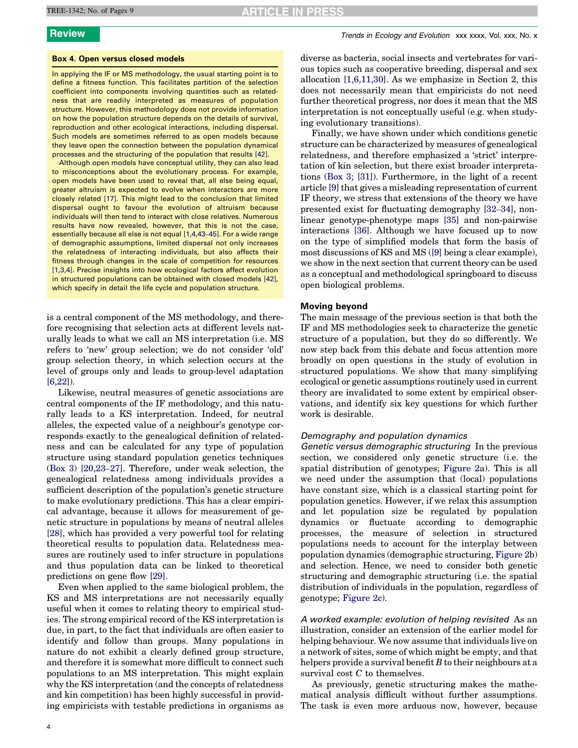**Box 4. Open versus closed models**

In applying the IF or MS methodology, the usual starting point is to define a fitness function. This facilitates partition of the selection coefficient into components involving quantities such as relatedness that are readily interpreted as measures of population structure. However, this methodology does not provide information on how the population structure depends on the details of survival, reproduction and other ecological interactions, including dispersal. Such models are sometimes referred to as open models because they leave open the connection between the population dynamical processes and the structuring of the population that results [42].

Although open models have conceptual utility, they can also lead to misconceptions about the evolutionary process. For example, open models have been used to reveal that, all else being equal, greater altruism is expected to evolve when interactors are more closely related [17]. This might lead to the conclusion that limited dispersal ought to favour the evolution of altruism because individuals will then tend to interact with close relatives. Numerous results have now revealed, however, that this is not the case, essentially because all else is not equal [1,4,43–45]. For a wide range of demographic assumptions, limited dispersal not only increases the relatedness of interacting individuals, but also affects their fitness through changes in the scale of competition for resources [1,3,4]. Precise insights into how ecological factors affect evolution in structured populations can be obtained with closed models [42], which specify in detail the life cycle and population structure.

is a central component of the MS methodology, and therefore recognising that selection acts at different levels naturally leads to what we call an MS interpretation (i.e. MS refers to 'new' group selection; we do not consider 'old' group selection theory, in which selection occurs at the level of groups only and leads to group-level adaptation [6,22]).

Likewise, neutral measures of genetic associations are central components of the IF methodology, and this naturally leads to a KS interpretation. Indeed, for neutral alleles, the expected value of a neighbour's genotype corresponds exactly to the genealogical definition of relatedness and can be calculated for any type of population structure using standard population genetics techniques (Box 3) [20,23–27]. Therefore, under weak selection, the genealogical relatedness among individuals provides a sufficient description of the population's genetic structure to make evolutionary predictions. This has a clear empirical advantage, because it allows for measurement of genetic structure in populations by means of neutral alleles [28], which has provided a very powerful tool for relating theoretical results to population data. Relatedness measures are routinely used to infer structure in populations and thus population data can be linked to theoretical predictions on gene flow [29].

Even when applied to the same biological problem, the KS and MS interpretations are not necessarily equally useful when it comes to relating theory to empirical studies. The strong empirical record of the KS interpretation is due, in part, to the fact that individuals are often easier to identify and follow than groups. Many populations in nature do not exhibit a clearly defined group structure, and therefore it is somewhat more difficult to connect such populations to an MS interpretation. This might explain why the KS interpretation (and the concepts of relatedness and kin competition) has been highly successful in providing empiricists with testable predictions in organisms as diverse as bacteria, social insects and vertebrates for various topics such as cooperative breeding, dispersal and sex allocation [1,6,11,30]. As we emphasize in Section 2, this does not necessarily mean that empiricists do not need further theoretical progress, nor does it mean that the MS interpretation is not conceptually useful (e.g. when studying evolutionary transitions).

Finally, we have shown under which conditions genetic structure can be characterized by measures of genealogical relatedness, and therefore emphasized a 'strict' interpretation of kin selection, but there exist broader interpretations (Box 3; [31]). Furthermore, in the light of a recent article [9] that gives a misleading representation of current IF theory, we stress that extensions of the theory we have presented exist for fluctuating demography [32–34], nonlinear genotype-phenotype maps [35] and non-pairwise interactions [36]. Although we have focused up to now on the type of simplified models that form the basis of most discussions of KS and MS ([9] being a clear example), we show in the next section that current theory can be used as a conceptual and methodological springboard to discuss open biological problems.

## Moving beyond

The main message of the previous section is that both the IF and MS methodologies seek to characterize the genetic structure of a population, but they do so differently. We now step back from this debate and focus attention more broadly on open questions in the study of evolution in structured populations. We show that many simplifying ecological or genetic assumptions routinely used in current theory are invalidated to some extent by empirical observations, and identify six key questions for which further work is desirable.

### *Demography and population dynamics*

*Genetic versus demographic structuring* In the previous section, we considered only genetic structure (i.e. the spatial distribution of genotypes; Figure 2a). This is all we need under the assumption that (local) populations have constant size, which is a classical starting point for population genetics. However, if we relax this assumption and let population size be regulated by population dynamics or fluctuate according to demographic processes, the measure of selection in structured populations needs to account for the interplay between population dynamics (demographic structuring, Figure 2b) and selection. Hence, we need to consider both genetic structuring and demographic structuring (i.e. the spatial distribution of individuals in the population, regardless of genotype; Figure 2c).

*A worked example: evolution of helping revisited* As an illustration, consider an extension of the earlier model for helping behaviour. We now assume that individuals live on a network of sites, some of which might be empty, and that helpers provide a survival benefit $B$ to their neighbours at a survival cost $C$ to themselves.

As previously, genetic structuring makes the mathematical analysis difficult without further assumptions. The task is even more arduous now, however, because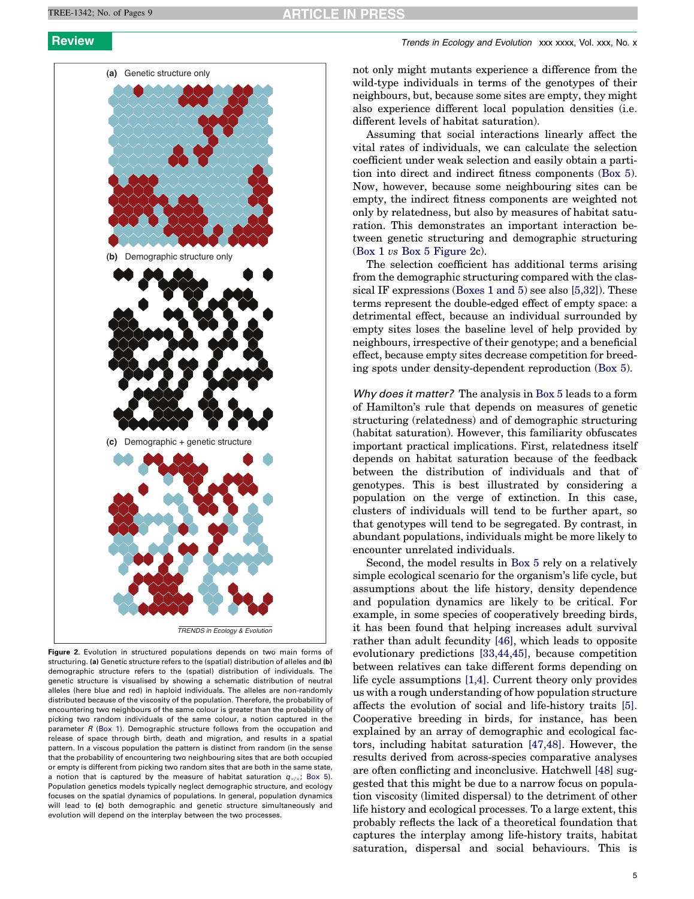**Figure 2.** Evolution in structured populations depends on two main forms of structuring. **(a)** Genetic structure refers to the (spatial) distribution of alleles and **(b)** demographic structure refers to the (spatial) distribution of individuals. The genetic structure is visualised by showing a schematic distribution of neutral alleles (here blue and red) in haploid individuals. The alleles are non-randomly distributed because of the viscosity of the population. Therefore, the probability of encountering two neighbours of the same colour is greater than the probability of picking two random individuals of the same colour, a notion captured in the parameter $R$ (Box 1). Demographic structure follows from the occupation and release of space through birth, death and migration, and results in a spatial pattern. In a viscous population the pattern is distinct from random (in the sense that the probability of encountering two neighbouring sites that are both occupied or empty is different from picking two random sites that are both in the same state, a notion that is captured by the measure of habitat saturation $q_{\times/\times}$; Box 5). Population genetics models typically neglect demographic structure, and ecology focuses on the spatial dynamics of populations. In general, population dynamics will lead to **(c)** both demographic and genetic structure simultaneously and evolution will depend on the interplay between the two processes.

not only might mutants experience a difference from the wild-type individuals in terms of the genotypes of their neighbours, but, because some sites are empty, they might also experience different local population densities (i.e. different levels of habitat saturation).

Assuming that social interactions linearly affect the vital rates of individuals, we can calculate the selection coefficient under weak selection and easily obtain a partition into direct and indirect fitness components (Box 5). Now, however, because some neighbouring sites can be empty, the indirect fitness components are weighted not only by relatedness, but also by measures of habitat saturation. This demonstrates an important interaction between genetic structuring and demographic structuring (Box 1 *vs* Box 5 Figure 2c).

The selection coefficient has additional terms arising from the demographic structuring compared with the classical IF expressions (Boxes 1 and 5) see also [5,32]). These terms represent the double-edged effect of empty space: a detrimental effect, because an individual surrounded by empty sites loses the baseline level of help provided by neighbours, irrespective of their genotype; and a beneficial effect, because empty sites decrease competition for breeding spots under density-dependent reproduction (Box 5).

*Why does it matter?* The analysis in Box 5 leads to a form of Hamilton's rule that depends on measures of genetic structuring (relatedness) and of demographic structuring (habitat saturation). However, this familiarity obfuscates important practical implications. First, relatedness itself depends on habitat saturation because of the feedback between the distribution of individuals and that of genotypes. This is best illustrated by considering a population on the verge of extinction. In this case, clusters of individuals will tend to be further apart, so that genotypes will tend to be segregated. By contrast, in abundant populations, individuals might be more likely to encounter unrelated individuals.

Second, the model results in Box 5 rely on a relatively simple ecological scenario for the organism's life cycle, but assumptions about the life history, density dependence and population dynamics are likely to be critical. For example, in some species of cooperatively breeding birds, it has been found that helping increases adult survival rather than adult fecundity [46], which leads to opposite evolutionary predictions [33,44,45], because competition between relatives can take different forms depending on life cycle assumptions [1,4]. Current theory only provides us with a rough understanding of how population structure affects the evolution of social and life-history traits [5]. Cooperative breeding in birds, for instance, has been explained by an array of demographic and ecological factors, including habitat saturation [47,48]. However, the results derived from across-species comparative analyses are often conflicting and inconclusive. Hatchwell [48] suggested that this might be due to a narrow focus on population viscosity (limited dispersal) to the detriment of other life history and ecological processes. To a large extent, this probably reflects the lack of a theoretical foundation that captures the interplay among life-history traits, habitat saturation, dispersal and social behaviours. This is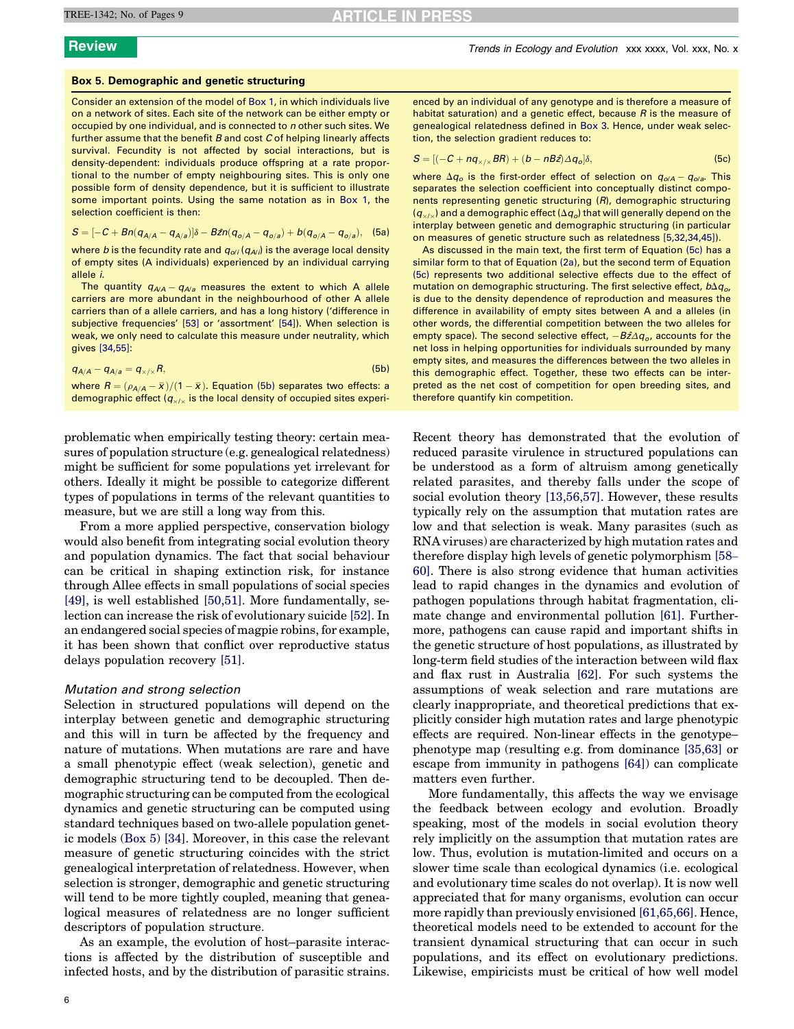### Box 5. Demographic and genetic structuring

Consider an extension of the model of Box 1, in which individuals live on a network of sites. Each site of the network can be either empty or occupied by one individual, and is connected to $n$ other such sites. We further assume that the benefit $B$ and cost $C$ of helping linearly affects survival. Fecundity is not affected by social interactions, but is density-dependent: individuals produce offspring at a rate proportional to the number of empty neighbouring sites. This is only one possible form of density dependence, but it is sufficient to illustrate some important points. Using the same notation as in Box 1, the selection coefficient is then:

$$S = [-C + Bn(q_{A/A} - q_{A/a})]\delta - B\hat{z}n(q_{o/A} - q_{o/a}) + b(q_{o/A} - q_{o/a}), \quad (5a)$$

where $b$ is the fecundity rate and $q_{o/i}$ ($q_{A/i}$) is the average local density of empty sites (A individuals) experienced by an individual carrying allele $i$.

The quantity $q_{A/A} - q_{A/a}$ measures the extent to which A allele carriers are more abundant in the neighbourhood of other A allele carriers than of a allele carriers, and has a long history ('difference in subjective frequencies' [53] or 'assortment' [54]). When selection is weak, we only need to calculate this measure under neutrality, which gives [34,55]:

$$q_{A/A} - q_{A/a} = q_{\times/\times}R, \quad (5b)$$

where $R = (\rho_{A/A} - \bar{x})/(1 - \bar{x})$. Equation (5b) separates two effects: a demographic effect ($q_{\times/\times}$ is the local density of occupied sites experienced by an individual of any genotype and is therefore a measure of habitat saturation) and a genetic effect, because $R$ is the measure of genealogical relatedness defined in Box 3. Hence, under weak selection, the selection gradient reduces to:

$$S = [(-C + nq_{\times/\times}BR) + (b - nB\hat{z})\Delta q_o]\delta, \quad (5c)$$

where $\Delta q_o$ is the first-order effect of selection on $q_{o/A} - q_{o/a}$. This separates the selection coefficient into conceptually distinct components representing genetic structuring ($R$), demographic structuring ($q_{\times/\times}$) and a demographic effect ($\Delta q_o$) that will generally depend on the interplay between genetic and demographic structuring (in particular on measures of genetic structure such as relatedness [5,32,34,45]).

As discussed in the main text, the first term of Equation (5c) has a similar form to that of Equation (2a), but the second term of Equation (5c) represents two additional selective effects due to the effect of mutation on demographic structuring. The first selective effect, $b\Delta q_o$, is due to the density dependence of reproduction and measures the difference in availability of empty sites between A and a alleles (in other words, the differential competition between the two alleles for empty space). The second selective effect, $-B\hat{z}\Delta q_o$, accounts for the net loss in helping opportunities for individuals surrounded by many empty sites, and measures the differences between the two alleles in this demographic effect. Together, these two effects can be interpreted as the net cost of competition for open breeding sites, and therefore quantify kin competition.

---

problematic when empirically testing theory: certain measures of population structure (e.g. genealogical relatedness) might be sufficient for some populations yet irrelevant for others. Ideally it might be possible to categorize different types of populations in terms of the relevant quantities to measure, but we are still a long way from this.

From a more applied perspective, conservation biology would also benefit from integrating social evolution theory and population dynamics. The fact that social behaviour can be critical in shaping extinction risk, for instance through Allee effects in small populations of social species [49], is well established [50,51]. More fundamentally, selection can increase the risk of evolutionary suicide [52]. In an endangered social species of magpie robins, for example, it has been shown that conflict over reproductive status delays population recovery [51].

*Mutation and strong selection*

Selection in structured populations will depend on the interplay between genetic and demographic structuring and this will in turn be affected by the frequency and nature of mutations. When mutations are rare and have a small phenotypic effect (weak selection), genetic and demographic structuring tend to be decoupled. Then demographic structuring can be computed from the ecological dynamics and genetic structuring can be computed using standard techniques based on two-allele population genetic models (Box 5) [34]. Moreover, in this case the relevant measure of genetic structuring coincides with the strict genealogical interpretation of relatedness. However, when selection is stronger, demographic and genetic structuring will tend to be more tightly coupled, meaning that genealogical measures of relatedness are no longer sufficient descriptors of population structure.

As an example, the evolution of host–parasite interactions is affected by the distribution of susceptible and infected hosts, and by the distribution of parasitic strains. Recent theory has demonstrated that the evolution of reduced parasite virulence in structured populations can be understood as a form of altruism among genetically related parasites, and thereby falls under the scope of social evolution theory [13,56,57]. However, these results typically rely on the assumption that mutation rates are low and that selection is weak. Many parasites (such as RNA viruses) are characterized by high mutation rates and therefore display high levels of genetic polymorphism [58–60]. There is also strong evidence that human activities lead to rapid changes in the dynamics and evolution of pathogen populations through habitat fragmentation, climate change and environmental pollution [61]. Furthermore, pathogens can cause rapid and important shifts in the genetic structure of host populations, as illustrated by long-term field studies of the interaction between wild flax and flax rust in Australia [62]. For such systems the assumptions of weak selection and rare mutations are clearly inappropriate, and theoretical predictions that explicitly consider high mutation rates and large phenotypic effects are required. Non-linear effects in the genotype–phenotype map (resulting e.g. from dominance [35,63] or escape from immunity in pathogens [64]) can complicate matters even further.

More fundamentally, this affects the way we envisage the feedback between ecology and evolution. Broadly speaking, most of the models in social evolution theory rely implicitly on the assumption that mutation rates are low. Thus, evolution is mutation-limited and occurs on a slower time scale than ecological dynamics (i.e. ecological and evolutionary time scales do not overlap). It is now well appreciated that for many organisms, evolution can occur more rapidly than previously envisioned [61,65,66]. Hence, theoretical models need to be extended to account for the transient dynamical structuring that can occur in such populations, and its effect on evolutionary predictions. Likewise, empiricists must be critical of how well model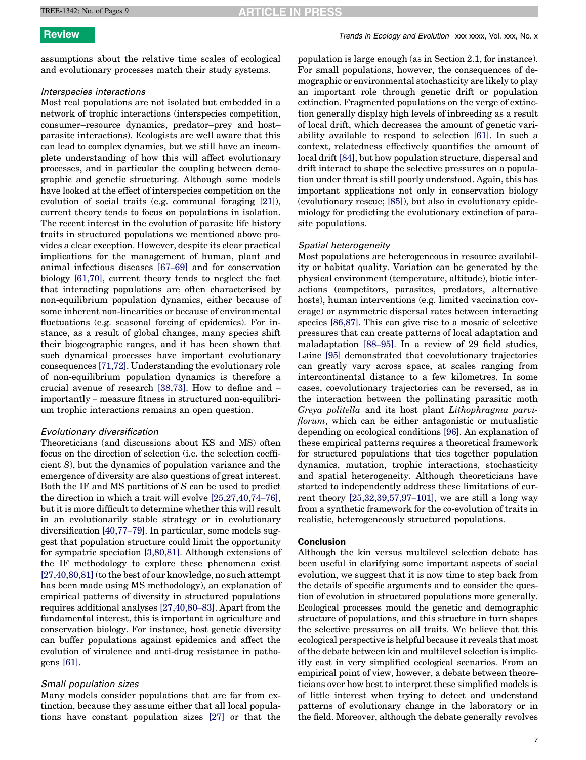assumptions about the relative time scales of ecological and evolutionary processes match their study systems.

*Interspecies interactions*

Most real populations are not isolated but embedded in a network of trophic interactions (interspecies competition, consumer–resource dynamics, predator–prey and host–parasite interactions). Ecologists are well aware that this can lead to complex dynamics, but we still have an incomplete understanding of how this will affect evolutionary processes, and in particular the coupling between demographic and genetic structuring. Although some models have looked at the effect of interspecies competition on the evolution of social traits (e.g. communal foraging [21]), current theory tends to focus on populations in isolation. The recent interest in the evolution of parasite life history traits in structured populations we mentioned above provides a clear exception. However, despite its clear practical implications for the management of human, plant and animal infectious diseases [67–69] and for conservation biology [61,70], current theory tends to neglect the fact that interacting populations are often characterised by non-equilibrium population dynamics, either because of some inherent non-linearities or because of environmental fluctuations (e.g. seasonal forcing of epidemics). For instance, as a result of global changes, many species shift their biogeographic ranges, and it has been shown that such dynamical processes have important evolutionary consequences [71,72]. Understanding the evolutionary role of non-equilibrium population dynamics is therefore a crucial avenue of research [38,73]. How to define and – importantly – measure fitness in structured non-equilibrium trophic interactions remains an open question.

*Evolutionary diversification*

Theoreticians (and discussions about KS and MS) often focus on the direction of selection (i.e. the selection coefficient $S$), but the dynamics of population variance and the emergence of diversity are also questions of great interest. Both the IF and MS partitions of $S$ can be used to predict the direction in which a trait will evolve [25,27,40,74–76], but it is more difficult to determine whether this will result in an evolutionarily stable strategy or in evolutionary diversification [40,77–79]. In particular, some models suggest that population structure could limit the opportunity for sympatric speciation [3,80,81]. Although extensions of the IF methodology to explore these phenomena exist [27,40,80,81] (to the best of our knowledge, no such attempt has been made using MS methodology), an explanation of empirical patterns of diversity in structured populations requires additional analyses [27,40,80–83]. Apart from the fundamental interest, this is important in agriculture and conservation biology. For instance, host genetic diversity can buffer populations against epidemics and affect the evolution of virulence and anti-drug resistance in pathogens [61].

*Small population sizes*

Many models consider populations that are far from extinction, because they assume either that all local populations have constant population sizes [27] or that the population is large enough (as in Section 2.1, for instance). For small populations, however, the consequences of demographic or environmental stochasticity are likely to play an important role through genetic drift or population extinction. Fragmented populations on the verge of extinction generally display high levels of inbreeding as a result of local drift, which decreases the amount of genetic variability available to respond to selection [61]. In such a context, relatedness effectively quantifies the amount of local drift [84], but how population structure, dispersal and drift interact to shape the selective pressures on a population under threat is still poorly understood. Again, this has important applications not only in conservation biology (evolutionary rescue; [85]), but also in evolutionary epidemiology for predicting the evolutionary extinction of parasite populations.

*Spatial heterogeneity*

Most populations are heterogeneous in resource availability or habitat quality. Variation can be generated by the physical environment (temperature, altitude), biotic interactions (competitors, parasites, predators, alternative hosts), human interventions (e.g. limited vaccination coverage) or asymmetric dispersal rates between interacting species [86,87]. This can give rise to a mosaic of selective pressures that can create patterns of local adaptation and maladaptation [88–95]. In a review of 29 field studies, Laine [95] demonstrated that coevolutionary trajectories can greatly vary across space, at scales ranging from intercontinental distance to a few kilometres. In some cases, coevolutionary trajectories can be reversed, as in the interaction between the pollinating parasitic moth *Greya politella* and its host plant *Lithophragma parviflorum*, which can be either antagonistic or mutualistic depending on ecological conditions [96]. An explanation of these empirical patterns requires a theoretical framework for structured populations that ties together population dynamics, mutation, trophic interactions, stochasticity and spatial heterogeneity. Although theoreticians have started to independently address these limitations of current theory [25,32,39,57,97–101], we are still a long way from a synthetic framework for the co-evolution of traits in realistic, heterogeneously structured populations.

## Conclusion

Although the kin versus multilevel selection debate has been useful in clarifying some important aspects of social evolution, we suggest that it is now time to step back from the details of specific arguments and to consider the question of evolution in structured populations more generally. Ecological processes mould the genetic and demographic structure of populations, and this structure in turn shapes the selective pressures on all traits. We believe that this ecological perspective is helpful because it reveals that most of the debate between kin and multilevel selection is implicitly cast in very simplified ecological scenarios. From an empirical point of view, however, a debate between theoreticians over how best to interpret these simplified models is of little interest when trying to detect and understand patterns of evolutionary change in the laboratory or in the field. Moreover, although the debate generally revolves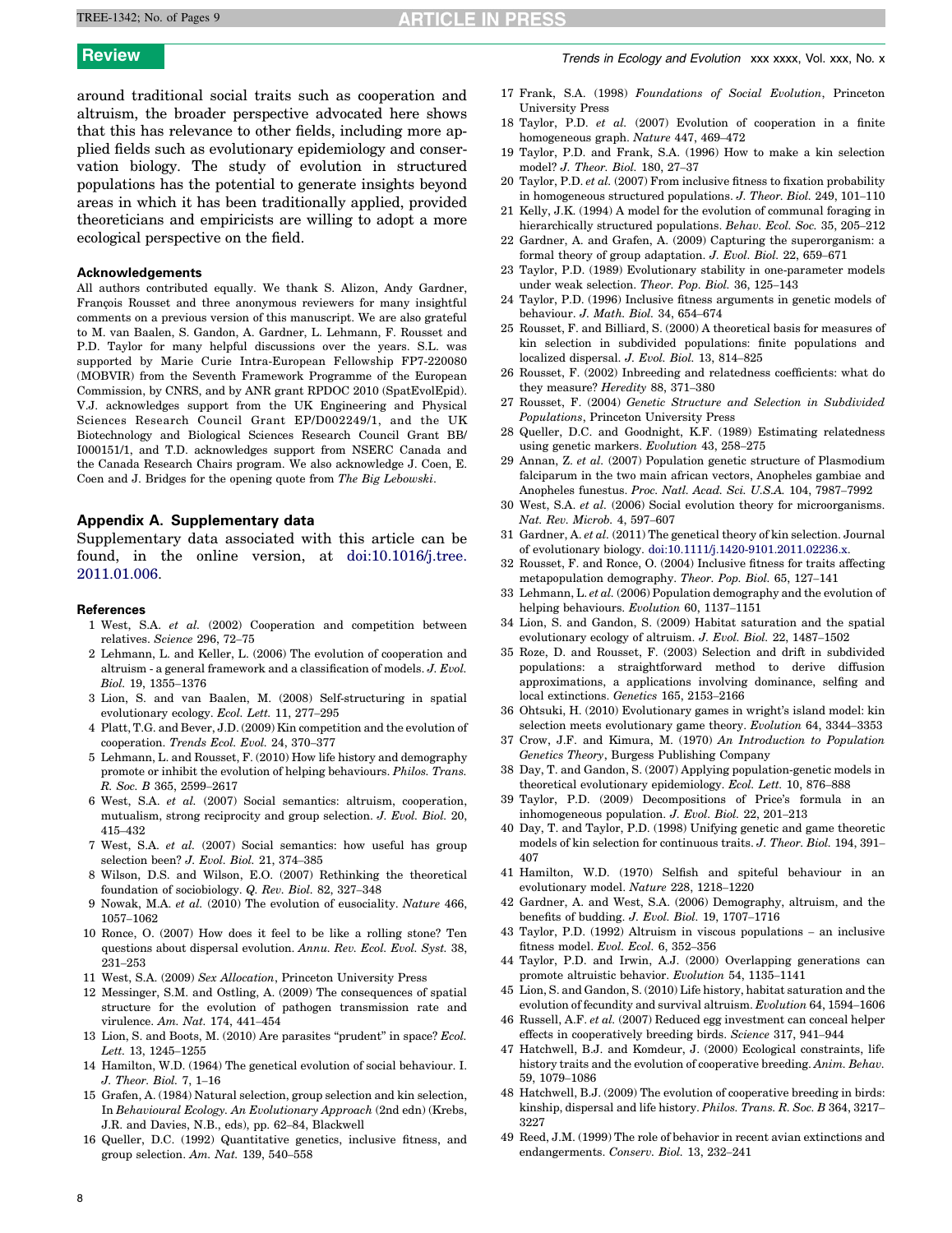around traditional social traits such as cooperation and altruism, the broader perspective advocated here shows that this has relevance to other fields, including more applied fields such as evolutionary epidemiology and conservation biology. The study of evolution in structured populations has the potential to generate insights beyond areas in which it has been traditionally applied, provided theoreticians and empiricists are willing to adopt a more ecological perspective on the field.

### Acknowledgements

All authors contributed equally. We thank S. Alizon, Andy Gardner, François Rousset and three anonymous reviewers for many insightful comments on a previous version of this manuscript. We are also grateful to M. van Baalen, S. Gandon, A. Gardner, L. Lehmann, F. Rousset and P.D. Taylor for many helpful discussions over the years. S.L. was supported by Marie Curie Intra-European Fellowship FP7-220080 (MOBVIR) from the Seventh Framework Programme of the European Commission, by CNRS, and by ANR grant RPDOC 2010 (SpatEvolEpid). V.J. acknowledges support from the UK Engineering and Physical Sciences Research Council Grant EP/D002249/1, and the UK Biotechnology and Biological Sciences Research Council Grant BB/I000151/1, and T.D. acknowledges support from NSERC Canada and the Canada Research Chairs program. We also acknowledge J. Coen, E. Coen and J. Bridges for the opening quote from *The Big Lebowski*.

### Appendix A. Supplementary data

Supplementary data associated with this article can be found, in the online version, at doi:10.1016/j.tree.2011.01.006.

### References

1 West, S.A. *et al.* (2002) Cooperation and competition between relatives. *Science* 296, 72–75
2 Lehmann, L. and Keller, L. (2006) The evolution of cooperation and altruism - a general framework and a classification of models. *J. Evol. Biol.* 19, 1355–1376
3 Lion, S. and van Baalen, M. (2008) Self-structuring in spatial evolutionary ecology. *Ecol. Lett.* 11, 277–295
4 Platt, T.G. and Bever, J.D. (2009) Kin competition and the evolution of cooperation. *Trends Ecol. Evol.* 24, 370–377
5 Lehmann, L. and Rousset, F. (2010) How life history and demography promote or inhibit the evolution of helping behaviours. *Philos. Trans. R. Soc. B* 365, 2599–2617
6 West, S.A. *et al.* (2007) Social semantics: altruism, cooperation, mutualism, strong reciprocity and group selection. *J. Evol. Biol.* 20, 415–432
7 West, S.A. *et al.* (2007) Social semantics: how useful has group selection been? *J. Evol. Biol.* 21, 374–385
8 Wilson, D.S. and Wilson, E.O. (2007) Rethinking the theoretical foundation of sociobiology. *Q. Rev. Biol.* 82, 327–348
9 Nowak, M.A. *et al.* (2010) The evolution of eusociality. *Nature* 466, 1057–1062
10 Ronce, O. (2007) How does it feel to be like a rolling stone? Ten questions about dispersal evolution. *Annu. Rev. Ecol. Evol. Syst.* 38, 231–253
11 West, S.A. (2009) *Sex Allocation*, Princeton University Press
12 Messinger, S.M. and Ostling, A. (2009) The consequences of spatial structure for the evolution of pathogen transmission rate and virulence. *Am. Nat.* 174, 441–454
13 Lion, S. and Boots, M. (2010) Are parasites "prudent" in space? *Ecol. Lett.* 13, 1245–1255
14 Hamilton, W.D. (1964) The genetical evolution of social behaviour. I. *J. Theor. Biol.* 7, 1–16
15 Grafen, A. (1984) Natural selection, group selection and kin selection, In *Behavioural Ecology. An Evolutionary Approach* (2nd edn) (Krebs, J.R. and Davies, N.B., eds), pp. 62–84, Blackwell
16 Queller, D.C. (1992) Quantitative genetics, inclusive fitness, and group selection. *Am. Nat.* 139, 540–558
17 Frank, S.A. (1998) *Foundations of Social Evolution*, Princeton University Press
18 Taylor, P.D. *et al.* (2007) Evolution of cooperation in a finite homogeneous graph. *Nature* 447, 469–472
19 Taylor, P.D. and Frank, S.A. (1996) How to make a kin selection model? *J. Theor. Biol.* 180, 27–37
20 Taylor, P.D. *et al.* (2007) From inclusive fitness to fixation probability in homogeneous structured populations. *J. Theor. Biol.* 249, 101–110
21 Kelly, J.K. (1994) A model for the evolution of communal foraging in hierarchically structured populations. *Behav. Ecol. Soc.* 35, 205–212
22 Gardner, A. and Grafen, A. (2009) Capturing the superorganism: a formal theory of group adaptation. *J. Evol. Biol.* 22, 659–671
23 Taylor, P.D. (1989) Evolutionary stability in one-parameter models under weak selection. *Theor. Pop. Biol.* 36, 125–143
24 Taylor, P.D. (1996) Inclusive fitness arguments in genetic models of behaviour. *J. Math. Biol.* 34, 654–674
25 Rousset, F. and Billiard, S. (2000) A theoretical basis for measures of kin selection in subdivided populations: finite populations and localized dispersal. *J. Evol. Biol.* 13, 814–825
26 Rousset, F. (2002) Inbreeding and relatedness coefficients: what do they measure? *Heredity* 88, 371–380
27 Rousset, F. (2004) *Genetic Structure and Selection in Subdivided Populations*, Princeton University Press
28 Queller, D.C. and Goodnight, K.F. (1989) Estimating relatedness using genetic markers. *Evolution* 43, 258–275
29 Annan, Z. *et al.* (2007) Population genetic structure of Plasmodium falciparum in the two main african vectors, Anopheles gambiae and Anopheles funestus. *Proc. Natl. Acad. Sci. U.S.A.* 104, 7987–7992
30 West, S.A. *et al.* (2006) Social evolution theory for microorganisms. *Nat. Rev. Microb.* 4, 597–607
31 Gardner, A. *et al.* (2011) The genetical theory of kin selection. Journal of evolutionary biology. doi:10.1111/j.1420-9101.2011.02236.x.
32 Rousset, F. and Ronce, O. (2004) Inclusive fitness for traits affecting metapopulation demography. *Theor. Pop. Biol.* 65, 127–141
33 Lehmann, L. *et al.* (2006) Population demography and the evolution of helping behaviours. *Evolution* 60, 1137–1151
34 Lion, S. and Gandon, S. (2009) Habitat saturation and the spatial evolutionary ecology of altruism. *J. Evol. Biol.* 22, 1487–1502
35 Roze, D. and Rousset, F. (2003) Selection and drift in subdivided populations: a straightforward method to derive diffusion approximations, a applications involving dominance, selfing and local extinctions. *Genetics* 165, 2153–2166
36 Ohtsuki, H. (2010) Evolutionary games in wright's island model: kin selection meets evolutionary game theory. *Evolution* 64, 3344–3353
37 Crow, J.F. and Kimura, M. (1970) *An Introduction to Population Genetics Theory*, Burgess Publishing Company
38 Day, T. and Gandon, S. (2007) Applying population-genetic models in theoretical evolutionary epidemiology. *Ecol. Lett.* 10, 876–888
39 Taylor, P.D. (2009) Decompositions of Price's formula in an inhomogeneous population. *J. Evol. Biol.* 22, 201–213
40 Day, T. and Taylor, P.D. (1998) Unifying genetic and game theoretic models of kin selection for continuous traits. *J. Theor. Biol.* 194, 391–407
41 Hamilton, W.D. (1970) Selfish and spiteful behaviour in an evolutionary model. *Nature* 228, 1218–1220
42 Gardner, A. and West, S.A. (2006) Demography, altruism, and the benefits of budding. *J. Evol. Biol.* 19, 1707–1716
43 Taylor, P.D. (1992) Altruism in viscous populations – an inclusive fitness model. *Evol. Ecol.* 6, 352–356
44 Taylor, P.D. and Irwin, A.J. (2000) Overlapping generations can promote altruistic behavior. *Evolution* 54, 1135–1141
45 Lion, S. and Gandon, S. (2010) Life history, habitat saturation and the evolution of fecundity and survival altruism. *Evolution* 64, 1594–1606
46 Russell, A.F. *et al.* (2007) Reduced egg investment can conceal helper effects in cooperatively breeding birds. *Science* 317, 941–944
47 Hatchwell, B.J. and Komdeur, J. (2000) Ecological constraints, life history traits and the evolution of cooperative breeding. *Anim. Behav.* 59, 1079–1086
48 Hatchwell, B.J. (2009) The evolution of cooperative breeding in birds: kinship, dispersal and life history. *Philos. Trans. R. Soc. B* 364, 3217–3227
49 Reed, J.M. (1999) The role of behavior in recent avian extinctions and endangerments. *Conserv. Biol.* 13, 232–241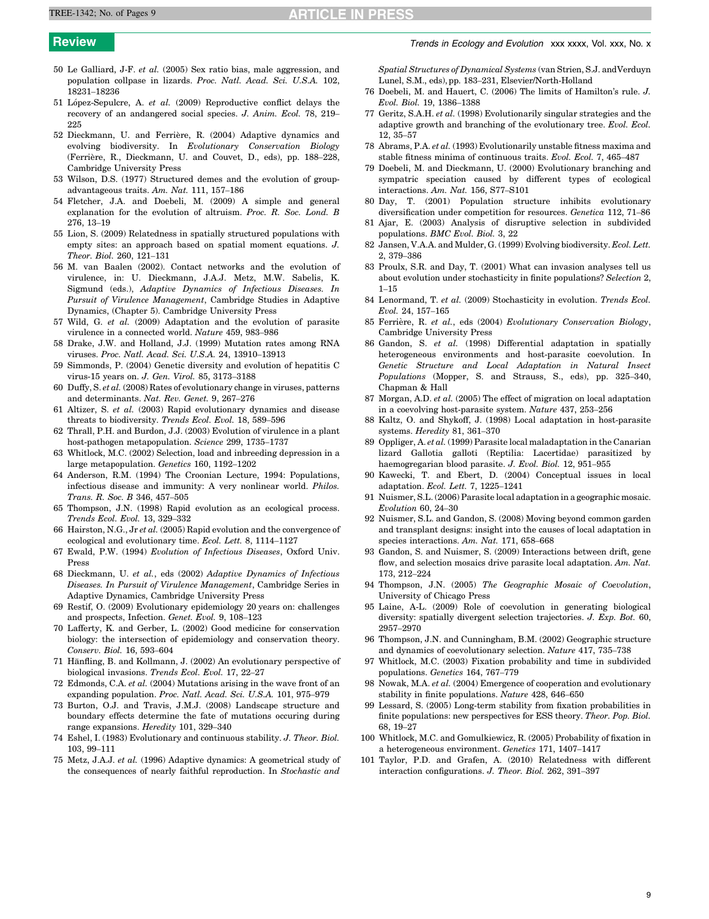50 Le Galliard, J-F. *et al.* (2005) Sex ratio bias, male aggression, and population collpase in lizards. *Proc. Natl. Acad. Sci. U.S.A.* 102, 18231–18236

51 López-Sepulcre, A. *et al.* (2009) Reproductive conflict delays the recovery of an andangered social species. *J. Anim. Ecol.* 78, 219–225

52 Dieckmann, U. and Ferrière, R. (2004) Adaptive dynamics and evolving biodiversity. In *Evolutionary Conservation Biology* (Ferrière, R., Dieckmann, U. and Couvet, D., eds), pp. 188–228, Cambridge University Press

53 Wilson, D.S. (1977) Structured demes and the evolution of group-advantageous traits. *Am. Nat.* 111, 157–186

54 Fletcher, J.A. and Doebeli, M. (2009) A simple and general explanation for the evolution of altruism. *Proc. R. Soc. Lond. B* 276, 13–19

55 Lion, S. (2009) Relatedness in spatially structured populations with empty sites: an approach based on spatial moment equations. *J. Theor. Biol.* 260, 121–131

56 M. van Baalen (2002). Contact networks and the evolution of virulence, in: U. Dieckmann, J.A.J. Metz, M.W. Sabelis, K. Sigmund (eds.), *Adaptive Dynamics of Infectious Diseases. In Pursuit of Virulence Management*, Cambridge Studies in Adaptive Dynamics, (Chapter 5). Cambridge University Press

57 Wild, G. *et al.* (2009) Adaptation and the evolution of parasite virulence in a connected world. *Nature* 459, 983–986

58 Drake, J.W. and Holland, J.J. (1999) Mutation rates among RNA viruses. *Proc. Natl. Acad. Sci. U.S.A.* 24, 13910–13913

59 Simmonds, P. (2004) Genetic diversity and evolution of hepatitis C virus-15 years on. *J. Gen. Virol.* 85, 3173–3188

60 Duffy, S. *et al.* (2008) Rates of evolutionary change in viruses, patterns and determinants. *Nat. Rev. Genet.* 9, 267–276

61 Altizer, S. *et al.* (2003) Rapid evolutionary dynamics and disease threats to biodiversity. *Trends Ecol. Evol.* 18, 589–596

62 Thrall, P.H. and Burdon, J.J. (2003) Evolution of virulence in a plant host-pathogen metapopulation. *Science* 299, 1735–1737

63 Whitlock, M.C. (2002) Selection, load and inbreeding depression in a large metapopulation. *Genetics* 160, 1192–1202

64 Anderson, R.M. (1994) The Croonian Lecture, 1994: Populations, infectious disease and immunity: A very nonlinear world. *Philos. Trans. R. Soc. B* 346, 457–505

65 Thompson, J.N. (1998) Rapid evolution as an ecological process. *Trends Ecol. Evol.* 13, 329–332

66 Hairston, N.G., Jr *et al.* (2005) Rapid evolution and the convergence of ecological and evolutionary time. *Ecol. Lett.* 8, 1114–1127

67 Ewald, P.W. (1994) *Evolution of Infectious Diseases*, Oxford Univ. Press

68 Dieckmann, U. *et al.*, eds (2002) *Adaptive Dynamics of Infectious Diseases. In Pursuit of Virulence Management*, Cambridge Series in Adaptive Dynamics, Cambridge University Press

69 Restif, O. (2009) Evolutionary epidemiology 20 years on: challenges and prospects, Infection. *Genet. Evol.* 9, 108–123

70 Lafferty, K. and Gerber, L. (2002) Good medicine for conservation biology: the intersection of epidemiology and conservation theory. *Conserv. Biol.* 16, 593–604

71 Hänfling, B. and Kollmann, J. (2002) An evolutionary perspective of biological invasions. *Trends Ecol. Evol.* 17, 22–27

72 Edmonds, C.A. *et al.* (2004) Mutations arising in the wave front of an expanding population. *Proc. Natl. Acad. Sci. U.S.A.* 101, 975–979

73 Burton, O.J. and Travis, J.M.J. (2008) Landscape structure and boundary effects determine the fate of mutations occuring during range expansions. *Heredity* 101, 329–340

74 Eshel, I. (1983) Evolutionary and continuous stability. *J. Theor. Biol.* 103, 99–111

75 Metz, J.A.J. *et al.* (1996) Adaptive dynamics: A geometrical study of the consequences of nearly faithful reproduction. In *Stochastic and Spatial Structures of Dynamical Systems* (van Strien, S.J. andVerduyn Lunel, S.M., eds), pp. 183–231, Elsevier/North-Holland

76 Doebeli, M. and Hauert, C. (2006) The limits of Hamilton's rule. *J. Evol. Biol.* 19, 1386–1388

77 Geritz, S.A.H. *et al.* (1998) Evolutionarily singular strategies and the adaptive growth and branching of the evolutionary tree. *Evol. Ecol.* 12, 35–57

78 Abrams, P.A. *et al.* (1993) Evolutionarily unstable fitness maxima and stable fitness minima of continuous traits. *Evol. Ecol.* 7, 465–487

79 Doebeli, M. and Dieckmann, U. (2000) Evolutionary branching and sympatric speciation caused by different types of ecological interactions. *Am. Nat.* 156, S77–S101

80 Day, T. (2001) Population structure inhibits evolutionary diversification under competition for resources. *Genetica* 112, 71–86

81 Ajar, E. (2003) Analysis of disruptive selection in subdivided populations. *BMC Evol. Biol.* 3, 22

82 Jansen, V.A.A. and Mulder, G. (1999) Evolving biodiversity. *Ecol. Lett.* 2, 379–386

83 Proulx, S.R. and Day, T. (2001) What can invasion analyses tell us about evolution under stochasticity in finite populations? *Selection* 2, 1–15

84 Lenormand, T. *et al.* (2009) Stochasticity in evolution. *Trends Ecol. Evol.* 24, 157–165

85 Ferrière, R. *et al.*, eds (2004) *Evolutionary Conservation Biology*, Cambridge University Press

86 Gandon, S. *et al.* (1998) Differential adaptation in spatially heterogeneous environments and host-parasite coevolution. In *Genetic Structure and Local Adaptation in Natural Insect Populations* (Mopper, S. and Strauss, S., eds), pp. 325–340, Chapman & Hall

87 Morgan, A.D. *et al.* (2005) The effect of migration on local adaptation in a coevolving host-parasite system. *Nature* 437, 253–256

88 Kaltz, O. and Shykoff, J. (1998) Local adaptation in host-parasite systems. *Heredity* 81, 361–370

89 Oppliger, A. *et al.* (1999) Parasite local maladaptation in the Canarian lizard Gallotia galloti (Reptilia: Lacertidae) parasitized by haemogregarian blood parasite. *J. Evol. Biol.* 12, 951–955

90 Kawecki, T. and Ebert, D. (2004) Conceptual issues in local adaptation. *Ecol. Lett.* 7, 1225–1241

91 Nuismer, S.L. (2006) Parasite local adaptation in a geographic mosaic. *Evolution* 60, 24–30

92 Nuismer, S.L. and Gandon, S. (2008) Moving beyond common garden and transplant designs: insight into the causes of local adaptation in species interactions. *Am. Nat.* 171, 658–668

93 Gandon, S. and Nuismer, S. (2009) Interactions between drift, gene flow, and selection mosaics drive parasite local adaptation. *Am. Nat.* 173, 212–224

94 Thompson, J.N. (2005) *The Geographic Mosaic of Coevolution*, University of Chicago Press

95 Laine, A-L. (2009) Role of coevolution in generating biological diversity: spatially divergent selection trajectories. *J. Exp. Bot.* 60, 2957–2970

96 Thompson, J.N. and Cunningham, B.M. (2002) Geographic structure and dynamics of coevolutionary selection. *Nature* 417, 735–738

97 Whitlock, M.C. (2003) Fixation probability and time in subdivided populations. *Genetics* 164, 767–779

98 Nowak, M.A. *et al.* (2004) Emergence of cooperation and evolutionary stability in finite populations. *Nature* 428, 646–650

99 Lessard, S. (2005) Long-term stability from fixation probabilities in finite populations: new perspectives for ESS theory. *Theor. Pop. Biol.* 68, 19–27

100 Whitlock, M.C. and Gomulkiewicz, R. (2005) Probability of fixation in a heterogeneous environment. *Genetics* 171, 1407–1417

101 Taylor, P.D. and Grafen, A. (2010) Relatedness with different interaction configurations. *J. Theor. Biol.* 262, 391–397